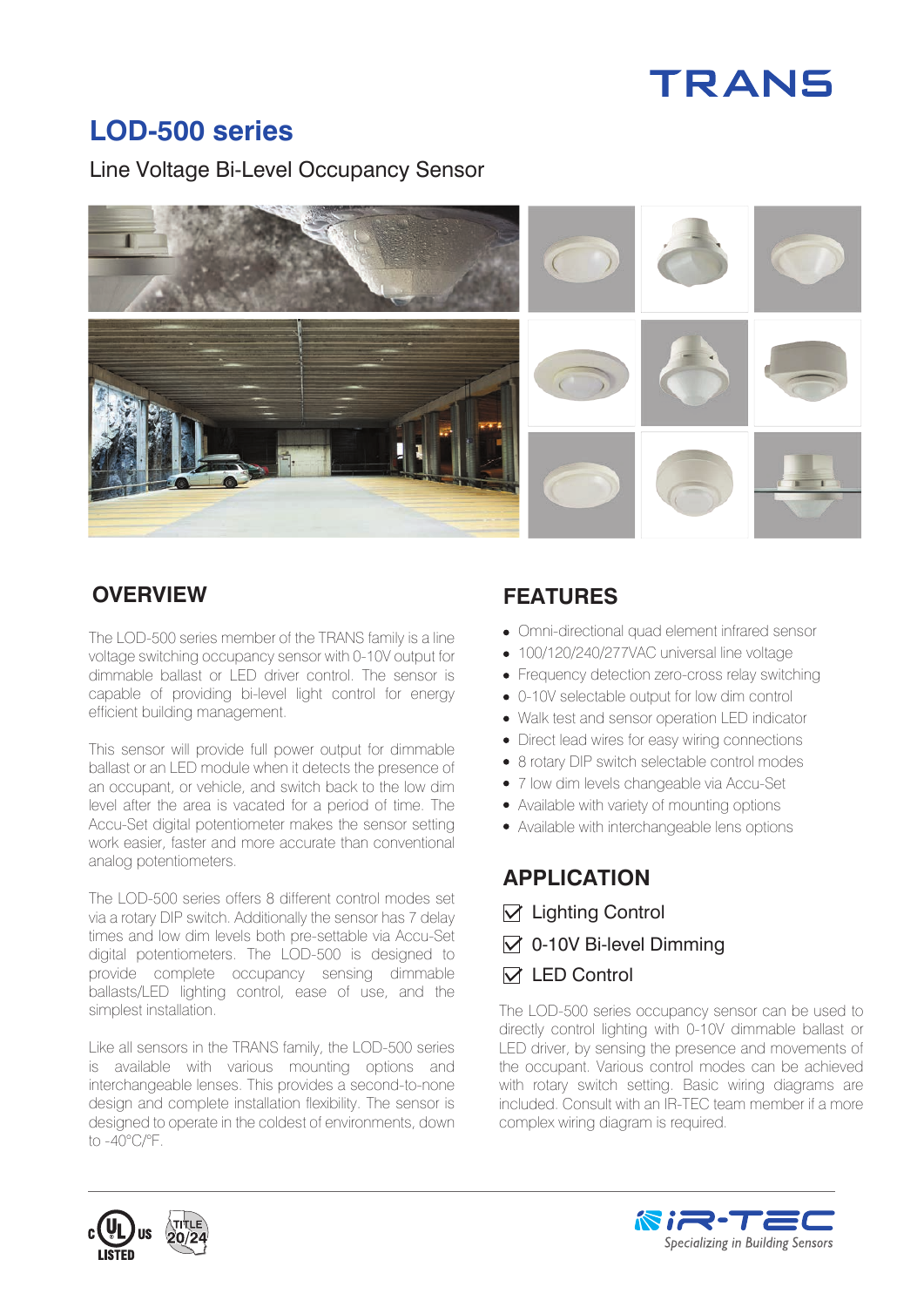TRANS

# LOD-500 series

Line Voltage Bi-Level Occupancy Sensor

## OVERVIEW

The LOD-500 series member of the TRANS family is a line voltage switching occupancy sensor with 0-10V output for dimmable ballast or LED driver control. The sensor is capable of providing bi-level light control for energy efficient building management.

This sensor will provide full power output for dimmable ballast or an LED module when it detects the presence of an occupant, or vehicle, and switch back to the low dim level after the area is vacated for a period of time. The Accu-Set digital potentiometer makes the sensor setting work easier, faster and more accurate than conventional analog potentiometers.

The LOD-500 series offers 8 different control modes set via a rotary DIP switch. Additionally the sensor has 7 delay times and low dim levels both pre-settable via Accu-Set digital potentiometers. The LOD-500 is designed to provide complete occupancy sensing dimmable ballasts/LED lighting control, ease of use, and the simplest installation.

Like all sensors in the TRANS family, the LOD-500 series is available with various mounting options and interchangeable lenses. This provides a second-to-none design and complete installation flexibility. The sensor is designed to operate in the coldest of environments, down to -40°C/°F.

## FEATURES

- Omni-directional quad element infrared sensor
- 100/120/240/277VAC universal line voltage
- Frequency detection zero-cross relay switching
- 0-10V selectable output for low dim control
- Walk test and sensor operation LED indicator
- Direct lead wires for easy wiring connections
- 8 rotary DIP switch selectable control modes
- 7 low dim levels changeable via Accu-Set
- Available with variety of mounting options
- Available with interchangeable lens options

## APPLICATION

- ☑ Lighting Control
- ☑ 0-10V Bi-level Dimming
- ☑ LED Control

The LOD-500 series occupancy sensor can be used to directly control lighting with 0-10V dimmable ballast or LED driver, by sensing the presence and movements of the occupant. Various control modes can be achieved with rotary switch setting. Basic wiring diagrams are included. Consult with an IR-TEC team member if a more complex wiring diagram is required.

c UL us LISTED · TITLE 20/24

iR-TEC *Specializing in Building Sensors*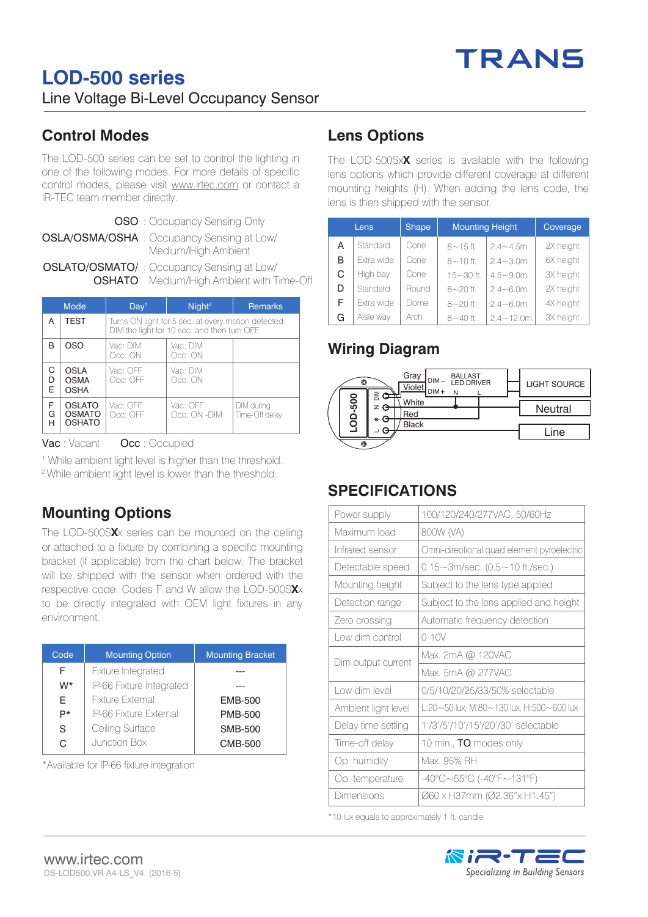# LOD-500 series

Line Voltage Bi-Level Occupancy Sensor

## Control Modes

The LOD-500 series can be set to control the lighting in one of the following modes. For more details of specific control modes, please visit www.irtec.com or contact a IR-TEC team member directly.

**OSO** : Occupancy Sensing Only

**OSLA/OSMA/OSHA** : Occupancy Sensing at Low/Medium/High Ambient

**OSLATO/OSMATO/OSHATO** : Occupancy Sensing at Low/Medium/High Ambient with Time-Off

| | Mode | Day[1] | Night[2] | Remarks |
|---|---|---|---|---|
| A | TEST | Turns ON light for 5 sec. at every motion detected. DIM the light for 10 sec. and then turn OFF. | | |
| B | OSO | Vac: DIM<br>Occ: ON | Vac: DIM<br>Occ: ON | |
| C<br>D<br>E | OSLA<br>OSMA<br>OSHA | Vac: OFF<br>Occ: OFF | Vac: DIM<br>Occ: ON | |
| F<br>G<br>H | OSLATO<br>OSMATO<br>OSHATO | Vac: OFF<br>Occ: OFF | Vac: OFF<br>Occ: ON -DIM | DIM during Time-Off delay |

**Vac** : Vacant **Occ** : Occupied

[1] While ambient light level is higher than the threshold.
[2] While ambient light level is lower than the threshold.

## Mounting Options

The LOD-500S**X**x series can be mounted on the ceiling or attached to a fixture by combining a specific mounting bracket (if applicable) from the chart below. The bracket will be shipped with the sensor when ordered with the respective code. Codes F and W allow the LOD-500S**X**x to be directly integrated with OEM light fixtures in any environment.

| Code | Mounting Option | Mounting Bracket |
|---|---|---|
| F | Fixture Integrated | --- |
| W* | IP-66 Fixture Integrated | --- |
| E | Fixture External | EMB-500 |
| P* | IP-66 Fixture External | PMB-500 |
| S | Ceiling Surface | SMB-500 |
| C | Junction Box | CMB-500 |

*Available for IP-66 fixture integration

## Lens Options

The LOD-500Sx**X** series is available with the following lens options which provide different coverage at different mounting heights (H). When adding the lens code, the lens is then shipped with the sensor.

| | Lens | Shape | Mounting Height | | Coverage |
|---|---|---|---|---|---|
| A | Standard | Cone | 8~15 ft. | 2.4~4.5m | 2X height |
| B | Extra wide | Cone | 8~10 ft. | 2.4~3.0m | 6X height |
| C | High bay | Cone | 15~30 ft. | 4.5~9.0m | 3X height |
| D | Standard | Round | 8~20 ft. | 2.4~6.0m | 2X height |
| F | Extra wide | Dome | 8~20 ft. | 2.4~6.0m | 4X height |
| G | Aisle way | Arch | 8~40 ft. | 2.4~12.0m | 3X height |

## Wiring Diagram

LOD-500

Gray, Violet, White, Red, Black

BALLAST LED DRIVER: DIM –, DIM +, N, L

LIGHT SOURCE

Neutral

Line

## SPECIFICATIONS

| | |
|---|---|
| Power supply | 100/120/240/277VAC, 50/60Hz |
| Maximum load | 800W (VA) |
| Infrared sensor | Omni-directional quad element pyroelectric |
| Detectable speed | 0.15~3m/sec. (0.5~10 ft./sec.) |
| Mounting height | Subject to the lens type applied |
| Detection range | Subject to the lens applied and height |
| Zero crossing | Automatic frequency detection |
| Low dim control | 0-10V |
| Dim output current | Max. 2mA @ 120VAC<br>Max. 5mA @ 277VAC |
| Low dim level | 0/5/10/20/25/33/50% selectable |
| Ambient light level | L:20~50 lux, M:80~130 lux, H:500~600 lux |
| Delay time setting | 1'/3'/5'/10'/15'/20'/30' selectable |
| Time-off delay | 10 min., **TO** modes only |
| Op. humidity | Max. 95% RH |
| Op. temperature | -40°C~55°C (-40°F~131°F) |
| Dimensions | Ø60 x H37mm (Ø2.36"x H1.45") |

*10 lux equals to approximately 1 ft. candle

www.irtec.com

DS-LOD500,VR-A4-LS_V4 (2016-5)

IR-TEC Specializing in Building Sensors